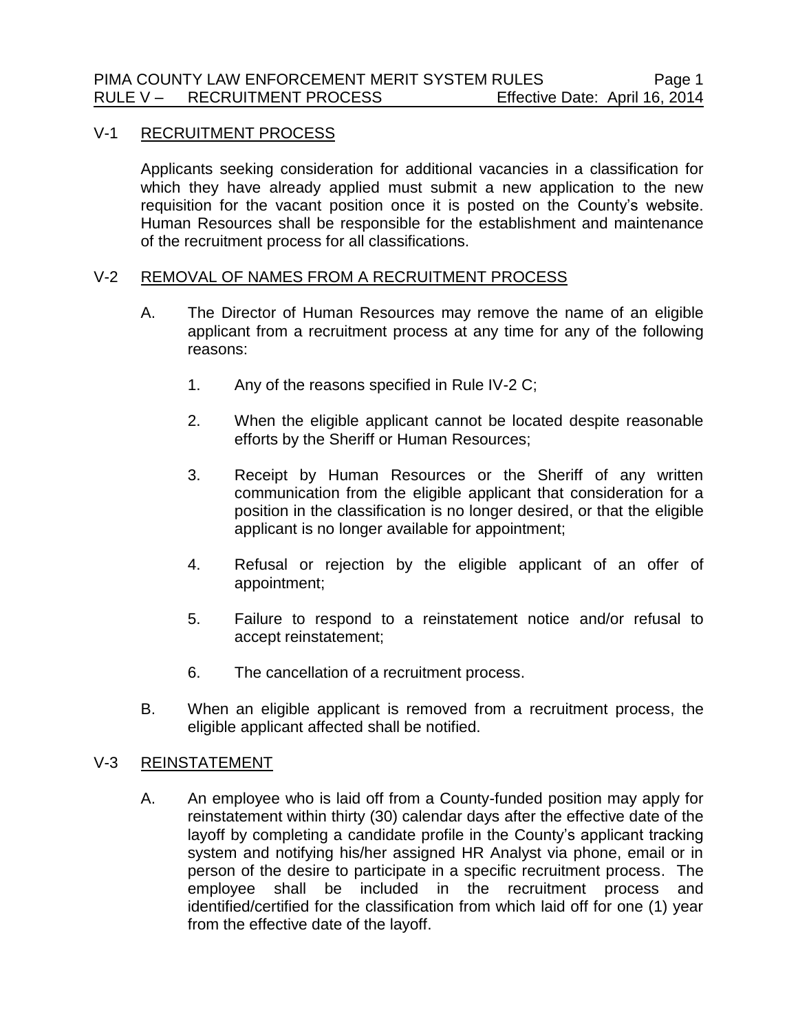## V-1 RECRUITMENT PROCESS

Applicants seeking consideration for additional vacancies in a classification for which they have already applied must submit a new application to the new requisition for the vacant position once it is posted on the County's website. Human Resources shall be responsible for the establishment and maintenance of the recruitment process for all classifications.

## V-2 REMOVAL OF NAMES FROM A RECRUITMENT PROCESS

A. The Director of Human Resources may remove the name of an eligible applicant from a recruitment process at any time for any of the following reasons:

1. Any of the reasons specified in Rule IV-2 C;

2. When the eligible applicant cannot be located despite reasonable efforts by the Sheriff or Human Resources;

3. Receipt by Human Resources or the Sheriff of any written communication from the eligible applicant that consideration for a position in the classification is no longer desired, or that the eligible applicant is no longer available for appointment;

4. Refusal or rejection by the eligible applicant of an offer of appointment;

5. Failure to respond to a reinstatement notice and/or refusal to accept reinstatement;

6. The cancellation of a recruitment process.

B. When an eligible applicant is removed from a recruitment process, the eligible applicant affected shall be notified.

## V-3 REINSTATEMENT

A. An employee who is laid off from a County-funded position may apply for reinstatement within thirty (30) calendar days after the effective date of the layoff by completing a candidate profile in the County's applicant tracking system and notifying his/her assigned HR Analyst via phone, email or in person of the desire to participate in a specific recruitment process. The employee shall be included in the recruitment process and identified/certified for the classification from which laid off for one (1) year from the effective date of the layoff.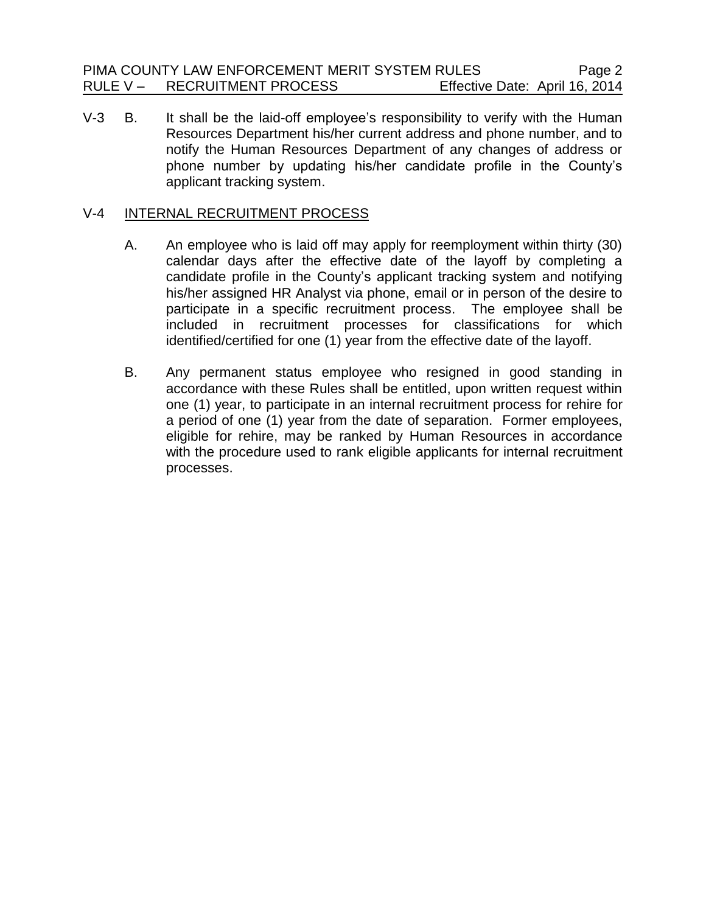V-3 B. It shall be the laid-off employee's responsibility to verify with the Human Resources Department his/her current address and phone number, and to notify the Human Resources Department of any changes of address or phone number by updating his/her candidate profile in the County's applicant tracking system.

## V-4 INTERNAL RECRUITMENT PROCESS

A. An employee who is laid off may apply for reemployment within thirty (30) calendar days after the effective date of the layoff by completing a candidate profile in the County's applicant tracking system and notifying his/her assigned HR Analyst via phone, email or in person of the desire to participate in a specific recruitment process. The employee shall be included in recruitment processes for classifications for which identified/certified for one (1) year from the effective date of the layoff.

B. Any permanent status employee who resigned in good standing in accordance with these Rules shall be entitled, upon written request within one (1) year, to participate in an internal recruitment process for rehire for a period of one (1) year from the date of separation. Former employees, eligible for rehire, may be ranked by Human Resources in accordance with the procedure used to rank eligible applicants for internal recruitment processes.